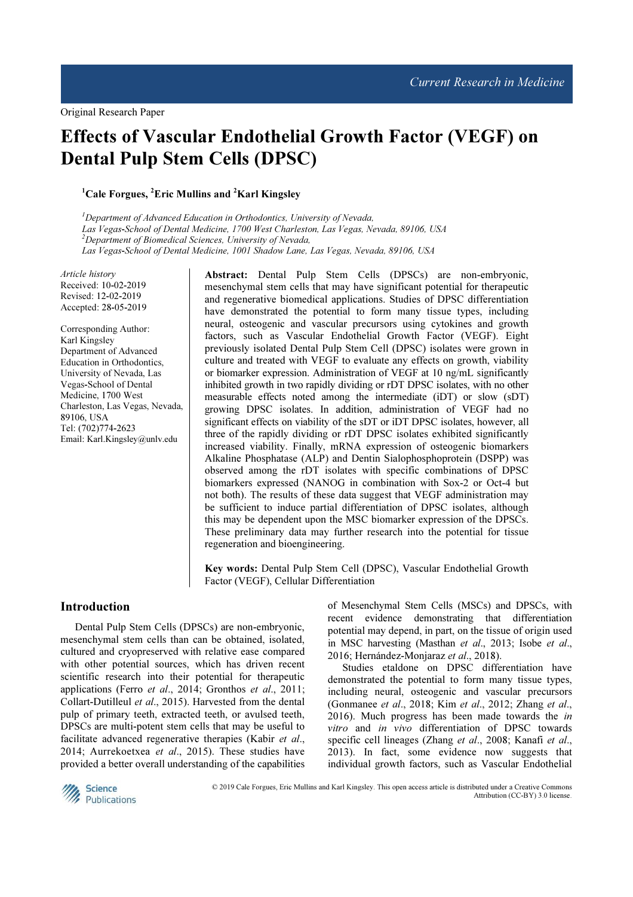Original Research Paper

# Effects of Vascular Endothelial Growth Factor (VEGF) on Dental Pulp Stem Cells (DPSC)

[1]Cale Forgues, [2]Eric Mullins and [2]Karl Kingsley

[1]*Department of Advanced Education in Orthodontics, University of Nevada, Las Vegas-School of Dental Medicine, 1700 West Charleston, Las Vegas, Nevada, 89106, USA*
[2]*Department of Biomedical Sciences, University of Nevada, Las Vegas-School of Dental Medicine, 1001 Shadow Lane, Las Vegas, Nevada, 89106, USA*

*Article history*
Received: 10-02-2019
Revised: 12-02-2019
Accepted: 28-05-2019

Corresponding Author:
Karl Kingsley
Department of Advanced Education in Orthodontics, University of Nevada, Las Vegas-School of Dental Medicine, 1700 West Charleston, Las Vegas, Nevada, 89106, USA
Tel: (702)774-2623
Email: Karl.Kingsley@unlv.edu

**Abstract:** Dental Pulp Stem Cells (DPSCs) are non-embryonic, mesenchymal stem cells that may have significant potential for therapeutic and regenerative biomedical applications. Studies of DPSC differentiation have demonstrated the potential to form many tissue types, including neural, osteogenic and vascular precursors using cytokines and growth factors, such as Vascular Endothelial Growth Factor (VEGF). Eight previously isolated Dental Pulp Stem Cell (DPSC) isolates were grown in culture and treated with VEGF to evaluate any effects on growth, viability or biomarker expression. Administration of VEGF at 10 ng/mL significantly inhibited growth in two rapidly dividing or rDT DPSC isolates, with no other measurable effects noted among the intermediate (iDT) or slow (sDT) growing DPSC isolates. In addition, administration of VEGF had no significant effects on viability of the sDT or iDT DPSC isolates, however, all three of the rapidly dividing or rDT DPSC isolates exhibited significantly increased viability. Finally, mRNA expression of osteogenic biomarkers Alkaline Phosphatase (ALP) and Dentin Sialophosphoprotein (DSPP) was observed among the rDT isolates with specific combinations of DPSC biomarkers expressed (NANOG in combination with Sox-2 or Oct-4 but not both). The results of these data suggest that VEGF administration may be sufficient to induce partial differentiation of DPSC isolates, although this may be dependent upon the MSC biomarker expression of the DPSCs. These preliminary data may further research into the potential for tissue regeneration and bioengineering.

**Key words:** Dental Pulp Stem Cell (DPSC), Vascular Endothelial Growth Factor (VEGF), Cellular Differentiation

## Introduction

Dental Pulp Stem Cells (DPSCs) are non-embryonic, mesenchymal stem cells than can be obtained, isolated, cultured and cryopreserved with relative ease compared with other potential sources, which has driven recent scientific research into their potential for therapeutic applications (Ferro *et al*., 2014; Gronthos *et al*., 2011; Collart-Dutilleul *et al*., 2015). Harvested from the dental pulp of primary teeth, extracted teeth, or avulsed teeth, DPSCs are multi-potent stem cells that may be useful to facilitate advanced regenerative therapies (Kabir *et al*., 2014; Aurrekoetxea *et al*., 2015). These studies have provided a better overall understanding of the capabilities of Mesenchymal Stem Cells (MSCs) and DPSCs, with recent evidence demonstrating that differentiation potential may depend, in part, on the tissue of origin used in MSC harvesting (Masthan *et al*., 2013; Isobe *et al*., 2016; Hernández-Monjaraz *et al*., 2018).

Studies etaldone on DPSC differentiation have demonstrated the potential to form many tissue types, including neural, osteogenic and vascular precursors (Gonmanee *et al*., 2018; Kim *et al*., 2012; Zhang *et al*., 2016). Much progress has been made towards the *in vitro* and *in vivo* differentiation of DPSC towards specific cell lineages (Zhang *et al*., 2008; Kanafi *et al*., 2013). In fact, some evidence now suggests that individual growth factors, such as Vascular Endothelial

© 2019 Cale Forgues, Eric Mullins and Karl Kingsley. This open access article is distributed under a Creative Commons Attribution (CC-BY) 3.0 license.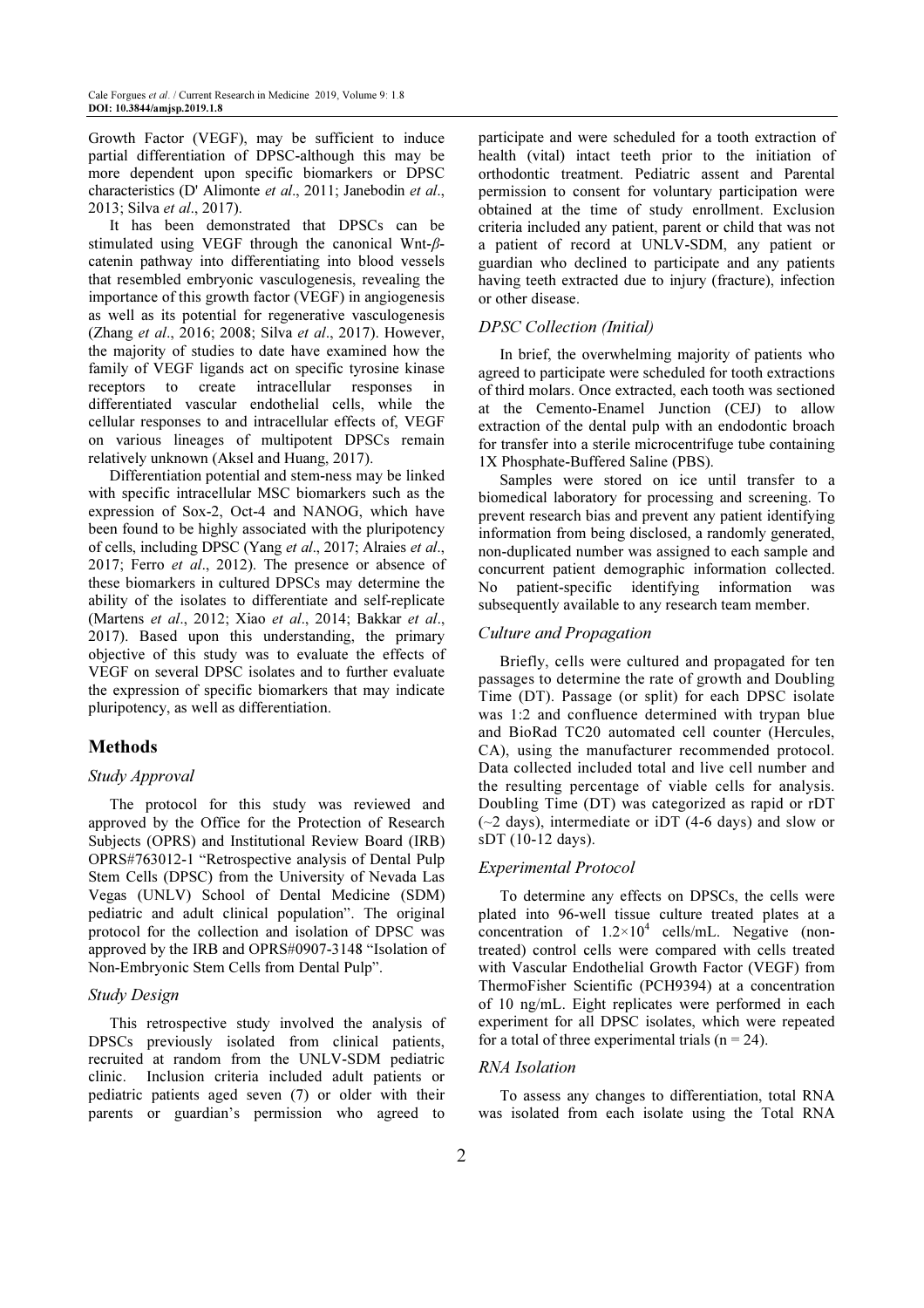Growth Factor (VEGF), may be sufficient to induce partial differentiation of DPSC-although this may be more dependent upon specific biomarkers or DPSC characteristics (D' Alimonte *et al*., 2011; Janebodin *et al*., 2013; Silva *et al*., 2017).

It has been demonstrated that DPSCs can be stimulated using VEGF through the canonical Wnt-$\beta$-catenin pathway into differentiating into blood vessels that resembled embryonic vasculogenesis, revealing the importance of this growth factor (VEGF) in angiogenesis as well as its potential for regenerative vasculogenesis (Zhang *et al*., 2016; 2008; Silva *et al*., 2017). However, the majority of studies to date have examined how the family of VEGF ligands act on specific tyrosine kinase receptors to create intracellular responses in differentiated vascular endothelial cells, while the cellular responses to and intracellular effects of, VEGF on various lineages of multipotent DPSCs remain relatively unknown (Aksel and Huang, 2017).

Differentiation potential and stem-ness may be linked with specific intracellular MSC biomarkers such as the expression of Sox-2, Oct-4 and NANOG, which have been found to be highly associated with the pluripotency of cells, including DPSC (Yang *et al*., 2017; Alraies *et al*., 2017; Ferro *et al*., 2012). The presence or absence of these biomarkers in cultured DPSCs may determine the ability of the isolates to differentiate and self-replicate (Martens *et al*., 2012; Xiao *et al*., 2014; Bakkar *et al*., 2017). Based upon this understanding, the primary objective of this study was to evaluate the effects of VEGF on several DPSC isolates and to further evaluate the expression of specific biomarkers that may indicate pluripotency, as well as differentiation.

## Methods

### *Study Approval*

The protocol for this study was reviewed and approved by the Office for the Protection of Research Subjects (OPRS) and Institutional Review Board (IRB) OPRS#763012-1 "Retrospective analysis of Dental Pulp Stem Cells (DPSC) from the University of Nevada Las Vegas (UNLV) School of Dental Medicine (SDM) pediatric and adult clinical population". The original protocol for the collection and isolation of DPSC was approved by the IRB and OPRS#0907-3148 "Isolation of Non-Embryonic Stem Cells from Dental Pulp".

### *Study Design*

This retrospective study involved the analysis of DPSCs previously isolated from clinical patients, recruited at random from the UNLV-SDM pediatric clinic. Inclusion criteria included adult patients or pediatric patients aged seven (7) or older with their parents or guardian's permission who agreed to participate and were scheduled for a tooth extraction of health (vital) intact teeth prior to the initiation of orthodontic treatment. Pediatric assent and Parental permission to consent for voluntary participation were obtained at the time of study enrollment. Exclusion criteria included any patient, parent or child that was not a patient of record at UNLV-SDM, any patient or guardian who declined to participate and any patients having teeth extracted due to injury (fracture), infection or other disease.

### *DPSC Collection (Initial)*

In brief, the overwhelming majority of patients who agreed to participate were scheduled for tooth extractions of third molars. Once extracted, each tooth was sectioned at the Cemento-Enamel Junction (CEJ) to allow extraction of the dental pulp with an endodontic broach for transfer into a sterile microcentrifuge tube containing 1X Phosphate-Buffered Saline (PBS).

Samples were stored on ice until transfer to a biomedical laboratory for processing and screening. To prevent research bias and prevent any patient identifying information from being disclosed, a randomly generated, non-duplicated number was assigned to each sample and concurrent patient demographic information collected. No patient-specific identifying information was subsequently available to any research team member.

### *Culture and Propagation*

Briefly, cells were cultured and propagated for ten passages to determine the rate of growth and Doubling Time (DT). Passage (or split) for each DPSC isolate was 1:2 and confluence determined with trypan blue and BioRad TC20 automated cell counter (Hercules, CA), using the manufacturer recommended protocol. Data collected included total and live cell number and the resulting percentage of viable cells for analysis. Doubling Time (DT) was categorized as rapid or rDT (~2 days), intermediate or iDT (4-6 days) and slow or sDT (10-12 days).

### *Experimental Protocol*

To determine any effects on DPSCs, the cells were plated into 96-well tissue culture treated plates at a concentration of $1.2\times10^4$ cells/mL. Negative (non-treated) control cells were compared with cells treated with Vascular Endothelial Growth Factor (VEGF) from ThermoFisher Scientific (PCH9394) at a concentration of 10 ng/mL. Eight replicates were performed in each experiment for all DPSC isolates, which were repeated for a total of three experimental trials ($n = 24$).

### *RNA Isolation*

To assess any changes to differentiation, total RNA was isolated from each isolate using the Total RNA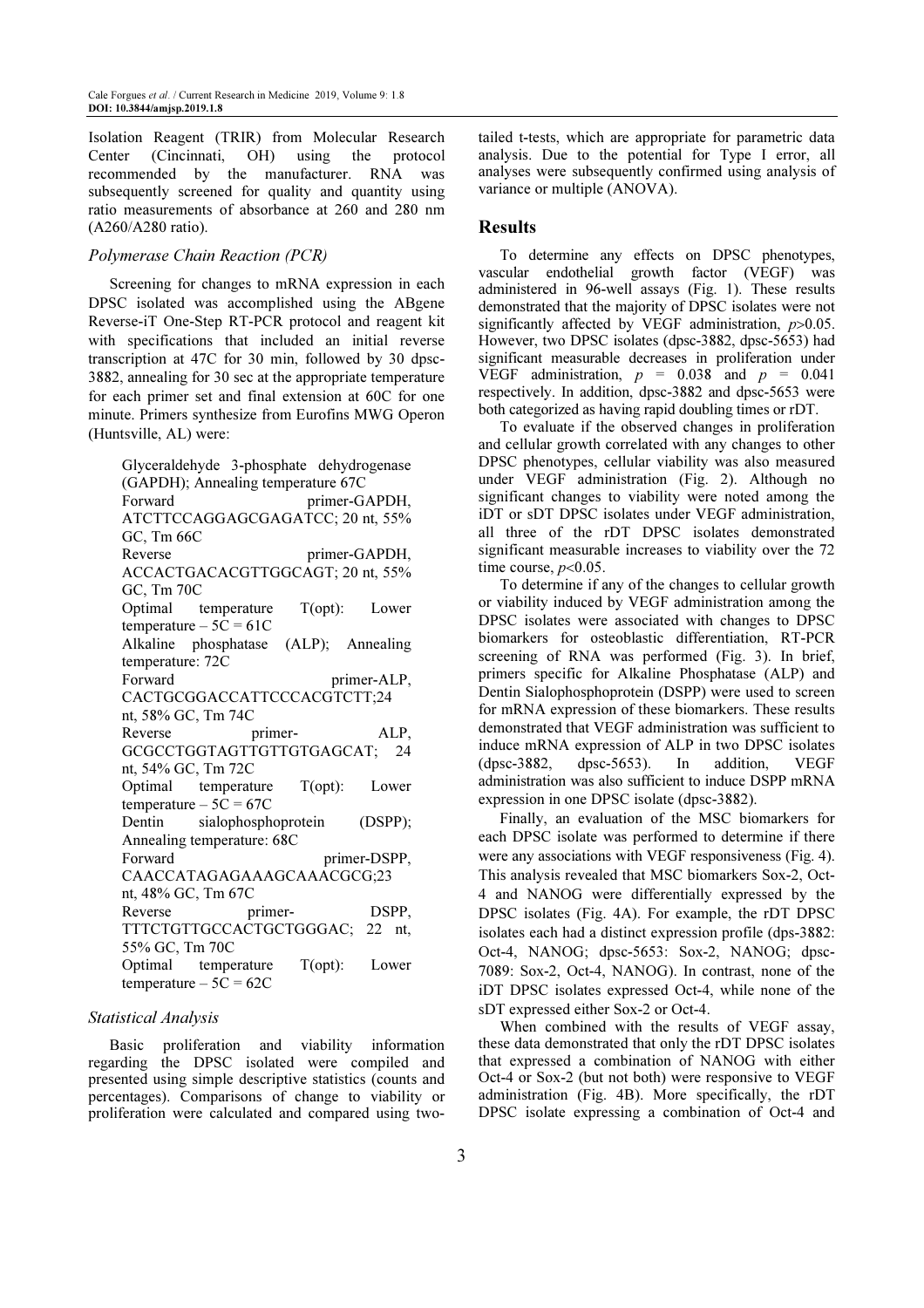Isolation Reagent (TRIR) from Molecular Research Center (Cincinnati, OH) using the protocol recommended by the manufacturer. RNA was subsequently screened for quality and quantity using ratio measurements of absorbance at 260 and 280 nm (A260/A280 ratio).

### *Polymerase Chain Reaction (PCR)*

Screening for changes to mRNA expression in each DPSC isolated was accomplished using the ABgene Reverse-iT One-Step RT-PCR protocol and reagent kit with specifications that included an initial reverse transcription at 47C for 30 min, followed by 30 dpsc-3882, annealing for 30 sec at the appropriate temperature for each primer set and final extension at 60C for one minute. Primers synthesize from Eurofins MWG Operon (Huntsville, AL) were:

> Glyceraldehyde 3-phosphate dehydrogenase (GAPDH); Annealing temperature 67C
> Forward primer-GAPDH, ATCTTCCAGGAGCGAGATCC; 20 nt, 55% GC, Tm 66C
> Reverse primer-GAPDH, ACCACTGACACGTTGGCAGT; 20 nt, 55% GC, Tm 70C
> Optimal temperature T(opt): Lower temperature – 5C = 61C
> Alkaline phosphatase (ALP); Annealing temperature: 72C
> Forward primer-ALP, CACTGCGGACCATTCCCACGTCTT;24 nt, 58% GC, Tm 74C
> Reverse primer- ALP, GCGCCTGGTAGTTGTTGTGAGCAT; 24 nt, 54% GC, Tm 72C
> Optimal temperature T(opt): Lower temperature – 5C = 67C
> Dentin sialophosphoprotein (DSPP); Annealing temperature: 68C
> Forward primer-DSPP, CAACCATAGAGAAAGCAAACGCG;23 nt, 48% GC, Tm 67C
> Reverse primer- DSPP, TTTCTGTTGCCACTGCTGGGAC; 22 nt, 55% GC, Tm 70C
> Optimal temperature T(opt): Lower temperature – 5C = 62C

### *Statistical Analysis*

Basic proliferation and viability information regarding the DPSC isolated were compiled and presented using simple descriptive statistics (counts and percentages). Comparisons of change to viability or proliferation were calculated and compared using two-tailed t-tests, which are appropriate for parametric data analysis. Due to the potential for Type I error, all analyses were subsequently confirmed using analysis of variance or multiple (ANOVA).

## Results

To determine any effects on DPSC phenotypes, vascular endothelial growth factor (VEGF) was administered in 96-well assays (Fig. 1). These results demonstrated that the majority of DPSC isolates were not significantly affected by VEGF administration, $p>0.05$. However, two DPSC isolates (dpsc-3882, dpsc-5653) had significant measurable decreases in proliferation under VEGF administration, $p = 0.038$ and $p = 0.041$ respectively. In addition, dpsc-3882 and dpsc-5653 were both categorized as having rapid doubling times or rDT.

To evaluate if the observed changes in proliferation and cellular growth correlated with any changes to other DPSC phenotypes, cellular viability was also measured under VEGF administration (Fig. 2). Although no significant changes to viability were noted among the iDT or sDT DPSC isolates under VEGF administration, all three of the rDT DPSC isolates demonstrated significant measurable increases to viability over the 72 time course, $p<0.05$.

To determine if any of the changes to cellular growth or viability induced by VEGF administration among the DPSC isolates were associated with changes to DPSC biomarkers for osteoblastic differentiation, RT-PCR screening of RNA was performed (Fig. 3). In brief, primers specific for Alkaline Phosphatase (ALP) and Dentin Sialophosphoprotein (DSPP) were used to screen for mRNA expression of these biomarkers. These results demonstrated that VEGF administration was sufficient to induce mRNA expression of ALP in two DPSC isolates (dpsc-3882, dpsc-5653). In addition, VEGF administration was also sufficient to induce DSPP mRNA expression in one DPSC isolate (dpsc-3882).

Finally, an evaluation of the MSC biomarkers for each DPSC isolate was performed to determine if there were any associations with VEGF responsiveness (Fig. 4). This analysis revealed that MSC biomarkers Sox-2, Oct-4 and NANOG were differentially expressed by the DPSC isolates (Fig. 4A). For example, the rDT DPSC isolates each had a distinct expression profile (dps-3882: Oct-4, NANOG; dpsc-5653: Sox-2, NANOG; dpsc-7089: Sox-2, Oct-4, NANOG). In contrast, none of the iDT DPSC isolates expressed Oct-4, while none of the sDT expressed either Sox-2 or Oct-4.

When combined with the results of VEGF assay, these data demonstrated that only the rDT DPSC isolates that expressed a combination of NANOG with either Oct-4 or Sox-2 (but not both) were responsive to VEGF administration (Fig. 4B). More specifically, the rDT DPSC isolate expressing a combination of Oct-4 and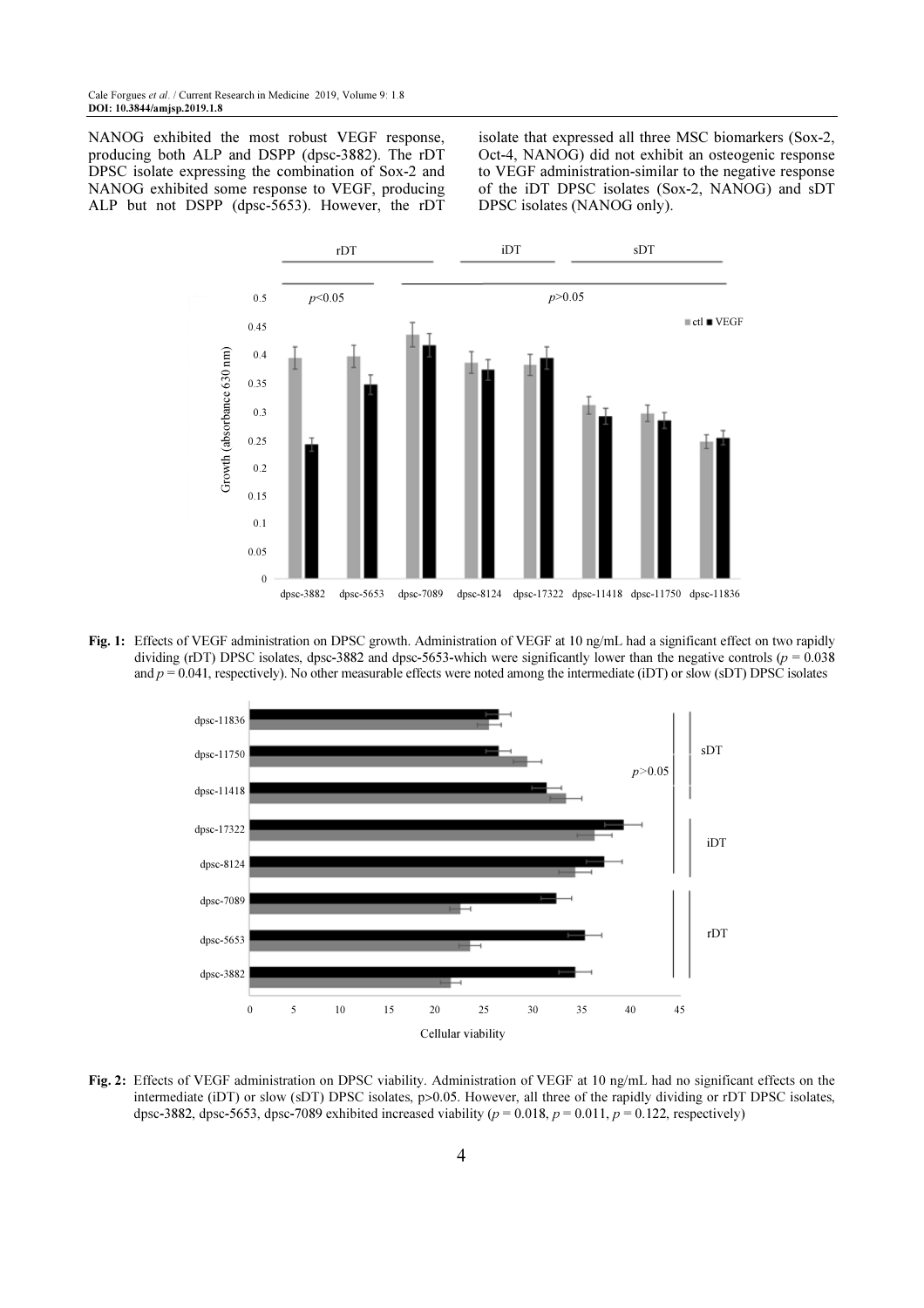NANOG exhibited the most robust VEGF response, producing both ALP and DSPP (dpsc-3882). The rDT DPSC isolate expressing the combination of Sox-2 and NANOG exhibited some response to VEGF, producing ALP but not DSPP (dpsc-5653). However, the rDT isolate that expressed all three MSC biomarkers (Sox-2, Oct-4, NANOG) did not exhibit an osteogenic response to VEGF administration-similar to the negative response of the iDT DPSC isolates (Sox-2, NANOG) and sDT DPSC isolates (NANOG only).

**Fig. 1:** Effects of VEGF administration on DPSC growth. Administration of VEGF at 10 ng/mL had a significant effect on two rapidly dividing (rDT) DPSC isolates, dpsc-3882 and dpsc-5653-which were significantly lower than the negative controls ($p = 0.038$ and $p = 0.041$, respectively). No other measurable effects were noted among the intermediate (iDT) or slow (sDT) DPSC isolates

**Fig. 2:** Effects of VEGF administration on DPSC viability. Administration of VEGF at 10 ng/mL had no significant effects on the intermediate (iDT) or slow (sDT) DPSC isolates, $p>0.05$. However, all three of the rapidly dividing or rDT DPSC isolates, dpsc-3882, dpsc-5653, dpsc-7089 exhibited increased viability ($p = 0.018$, $p = 0.011$, $p = 0.122$, respectively)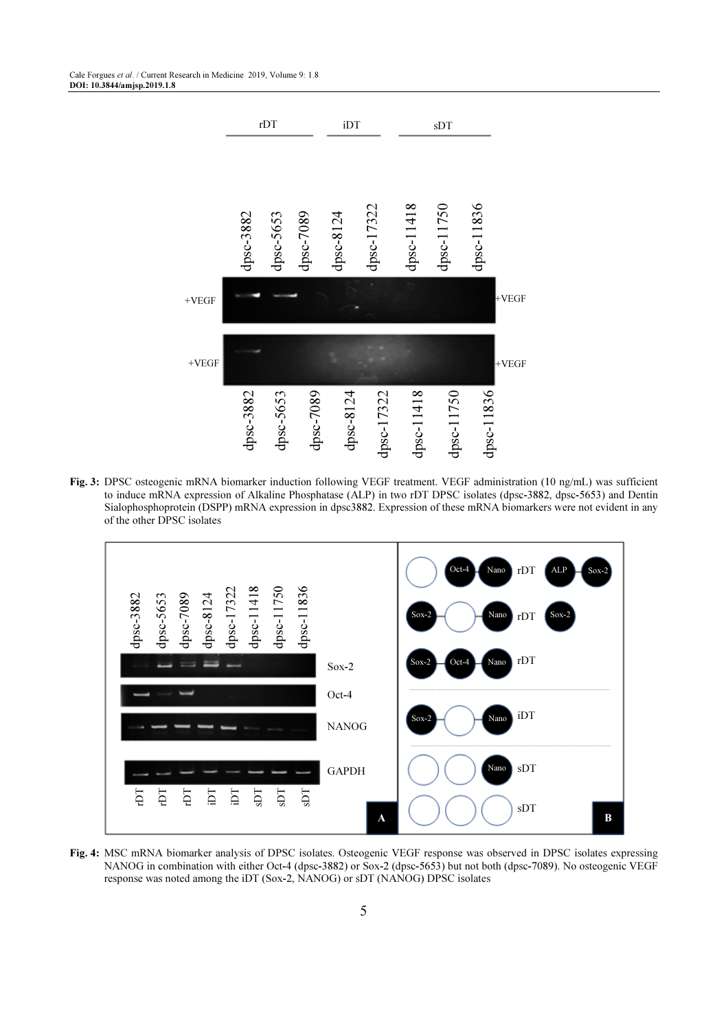**Fig. 3:** DPSC osteogenic mRNA biomarker induction following VEGF treatment. VEGF administration (10 ng/mL) was sufficient to induce mRNA expression of Alkaline Phosphatase (ALP) in two rDT DPSC isolates (dpsc-3882, dpsc-5653) and Dentin Sialophosphoprotein (DSPP) mRNA expression in dpsc3882. Expression of these mRNA biomarkers were not evident in any of the other DPSC isolates

**Fig. 4:** MSC mRNA biomarker analysis of DPSC isolates. Osteogenic VEGF response was observed in DPSC isolates expressing NANOG in combination with either Oct-4 (dpsc-3882) or Sox-2 (dpsc-5653) but not both (dpsc-7089). No osteogenic VEGF response was noted among the iDT (Sox-2, NANOG) or sDT (NANOG) DPSC isolates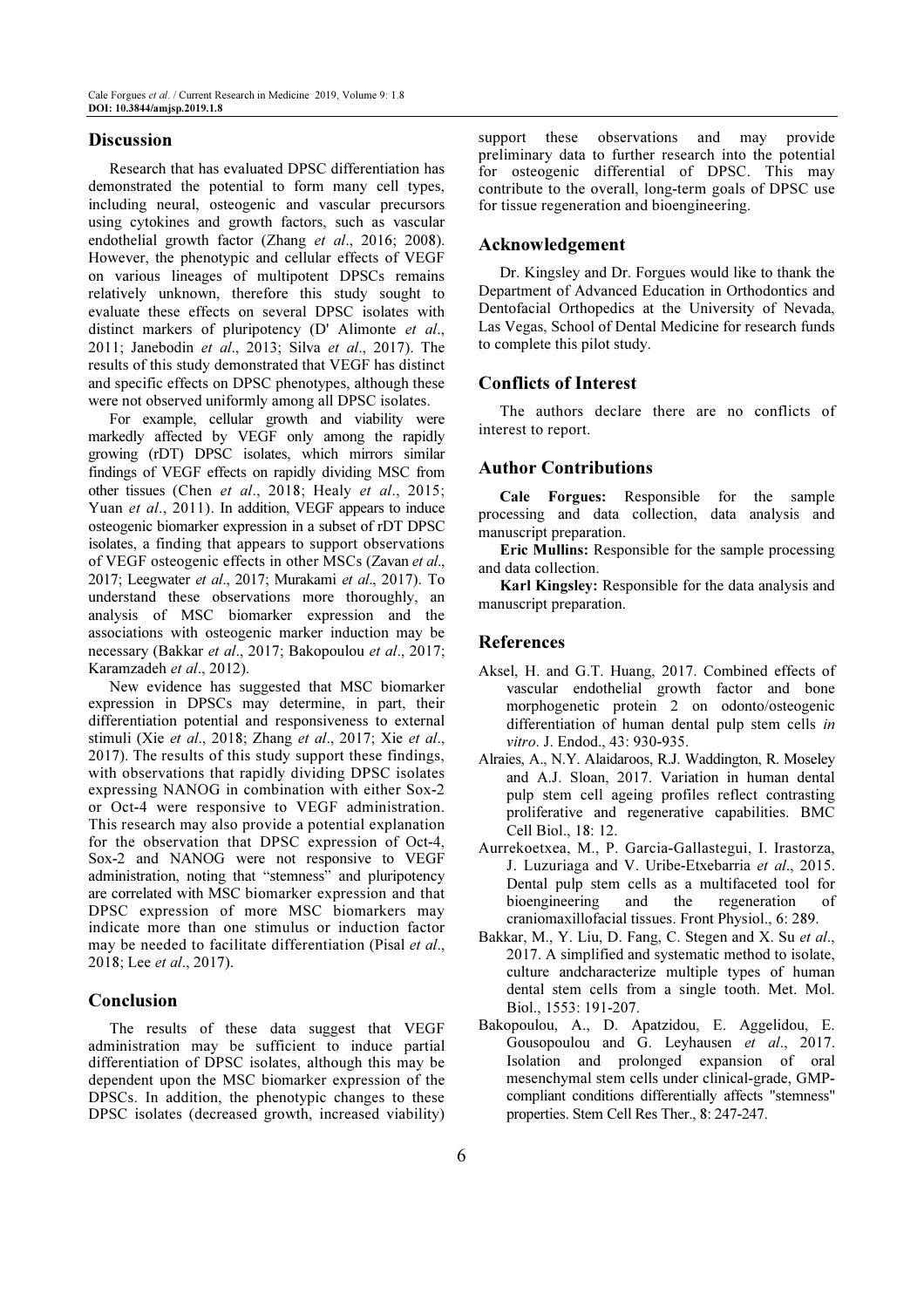## Discussion

Research that has evaluated DPSC differentiation has demonstrated the potential to form many cell types, including neural, osteogenic and vascular precursors using cytokines and growth factors, such as vascular endothelial growth factor (Zhang *et al*., 2016; 2008). However, the phenotypic and cellular effects of VEGF on various lineages of multipotent DPSCs remains relatively unknown, therefore this study sought to evaluate these effects on several DPSC isolates with distinct markers of pluripotency (D' Alimonte *et al*., 2011; Janebodin *et al*., 2013; Silva *et al*., 2017). The results of this study demonstrated that VEGF has distinct and specific effects on DPSC phenotypes, although these were not observed uniformly among all DPSC isolates.

For example, cellular growth and viability were markedly affected by VEGF only among the rapidly growing (rDT) DPSC isolates, which mirrors similar findings of VEGF effects on rapidly dividing MSC from other tissues (Chen *et al*., 2018; Healy *et al*., 2015; Yuan *et al*., 2011). In addition, VEGF appears to induce osteogenic biomarker expression in a subset of rDT DPSC isolates, a finding that appears to support observations of VEGF osteogenic effects in other MSCs (Zavan *et al*., 2017; Leegwater *et al*., 2017; Murakami *et al*., 2017). To understand these observations more thoroughly, an analysis of MSC biomarker expression and the associations with osteogenic marker induction may be necessary (Bakkar *et al*., 2017; Bakopoulou *et al*., 2017; Karamzadeh *et al*., 2012).

New evidence has suggested that MSC biomarker expression in DPSCs may determine, in part, their differentiation potential and responsiveness to external stimuli (Xie *et al*., 2018; Zhang *et al*., 2017; Xie *et al*., 2017). The results of this study support these findings, with observations that rapidly dividing DPSC isolates expressing NANOG in combination with either Sox-2 or Oct-4 were responsive to VEGF administration. This research may also provide a potential explanation for the observation that DPSC expression of Oct-4, Sox-2 and NANOG were not responsive to VEGF administration, noting that "stemness" and pluripotency are correlated with MSC biomarker expression and that DPSC expression of more MSC biomarkers may indicate more than one stimulus or induction factor may be needed to facilitate differentiation (Pisal *et al*., 2018; Lee *et al*., 2017).

## Conclusion

The results of these data suggest that VEGF administration may be sufficient to induce partial differentiation of DPSC isolates, although this may be dependent upon the MSC biomarker expression of the DPSCs. In addition, the phenotypic changes to these DPSC isolates (decreased growth, increased viability) support these observations and may provide preliminary data to further research into the potential for osteogenic differential of DPSC. This may contribute to the overall, long-term goals of DPSC use for tissue regeneration and bioengineering.

## Acknowledgement

Dr. Kingsley and Dr. Forgues would like to thank the Department of Advanced Education in Orthodontics and Dentofacial Orthopedics at the University of Nevada, Las Vegas, School of Dental Medicine for research funds to complete this pilot study.

## Conflicts of Interest

The authors declare there are no conflicts of interest to report.

## Author Contributions

**Cale Forgues:** Responsible for the sample processing and data collection, data analysis and manuscript preparation.

**Eric Mullins:** Responsible for the sample processing and data collection.

**Karl Kingsley:** Responsible for the data analysis and manuscript preparation.

## References

Aksel, H. and G.T. Huang, 2017. Combined effects of vascular endothelial growth factor and bone morphogenetic protein 2 on odonto/osteogenic differentiation of human dental pulp stem cells *in vitro*. J. Endod., 43: 930-935.

Alraies, A., N.Y. Alaidaroos, R.J. Waddington, R. Moseley and A.J. Sloan, 2017. Variation in human dental pulp stem cell ageing profiles reflect contrasting proliferative and regenerative capabilities. BMC Cell Biol., 18: 12.

Aurrekoetxea, M., P. Garcia-Gallastegui, I. Irastorza, J. Luzuriaga and V. Uribe-Etxebarria *et al*., 2015. Dental pulp stem cells as a multifaceted tool for bioengineering and the regeneration of craniomaxillofacial tissues. Front Physiol., 6: 289.

Bakkar, M., Y. Liu, D. Fang, C. Stegen and X. Su *et al*., 2017. A simplified and systematic method to isolate, culture andcharacterize multiple types of human dental stem cells from a single tooth. Met. Mol. Biol., 1553: 191-207.

Bakopoulou, A., D. Apatzidou, E. Aggelidou, E. Gousopoulou and G. Leyhausen *et al*., 2017. Isolation and prolonged expansion of oral mesenchymal stem cells under clinical-grade, GMP-compliant conditions differentially affects "stemness" properties. Stem Cell Res Ther., 8: 247-247.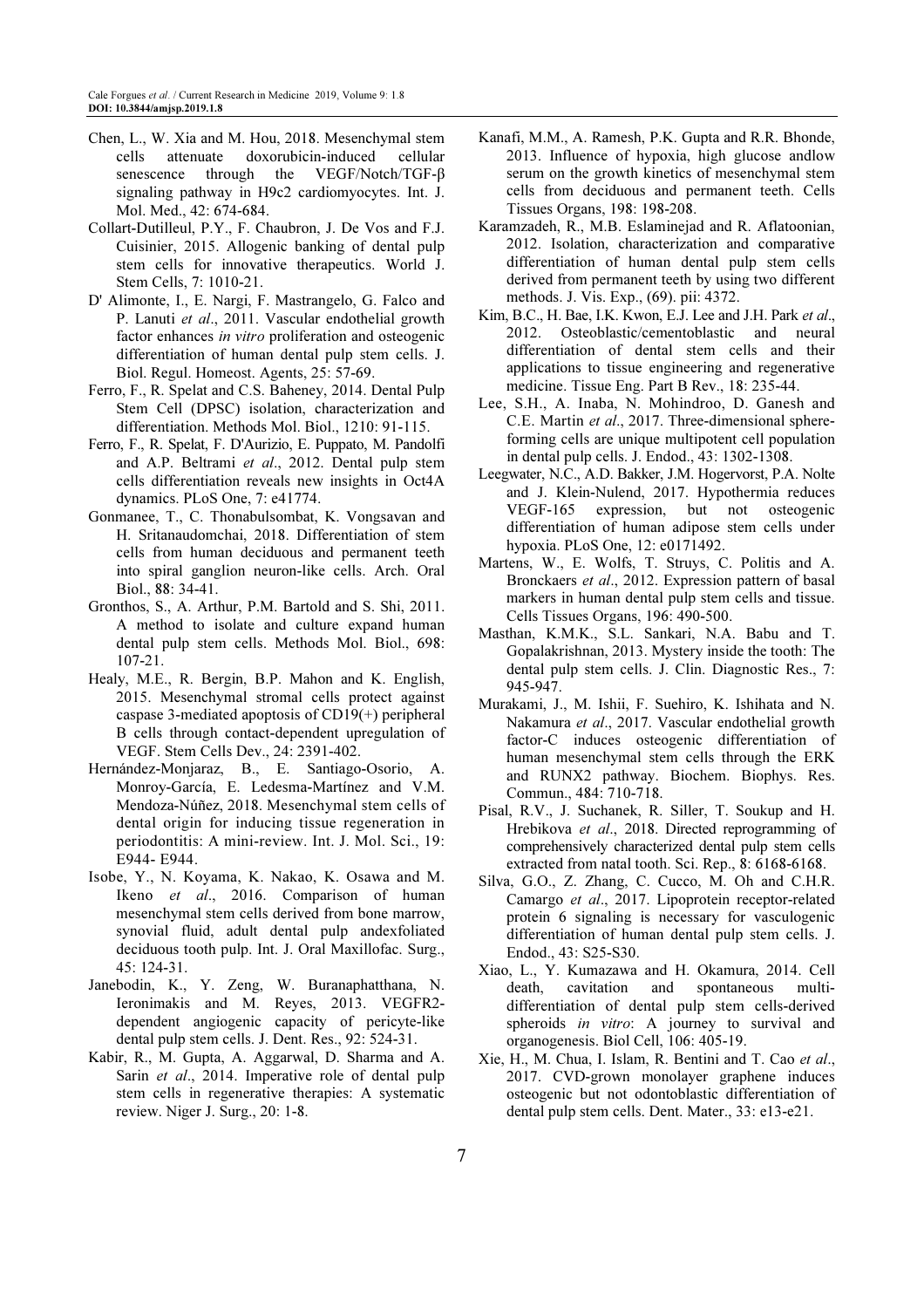Chen, L., W. Xia and M. Hou, 2018. Mesenchymal stem cells attenuate doxorubicin-induced cellular senescence through the VEGF/Notch/TGF-β signaling pathway in H9c2 cardiomyocytes. Int. J. Mol. Med., 42: 674-684.

Collart-Dutilleul, P.Y., F. Chaubron, J. De Vos and F.J. Cuisinier, 2015. Allogenic banking of dental pulp stem cells for innovative therapeutics. World J. Stem Cells, 7: 1010-21.

D' Alimonte, I., E. Nargi, F. Mastrangelo, G. Falco and P. Lanuti *et al*., 2011. Vascular endothelial growth factor enhances *in vitro* proliferation and osteogenic differentiation of human dental pulp stem cells. J. Biol. Regul. Homeost. Agents, 25: 57-69.

Ferro, F., R. Spelat and C.S. Baheney, 2014. Dental Pulp Stem Cell (DPSC) isolation, characterization and differentiation. Methods Mol. Biol., 1210: 91-115.

Ferro, F., R. Spelat, F. D'Aurizio, E. Puppato, M. Pandolfi and A.P. Beltrami *et al*., 2012. Dental pulp stem cells differentiation reveals new insights in Oct4A dynamics. PLoS One, 7: e41774.

Gonmanee, T., C. Thonabulsombat, K. Vongsavan and H. Sritanaudomchai, 2018. Differentiation of stem cells from human deciduous and permanent teeth into spiral ganglion neuron-like cells. Arch. Oral Biol., 88: 34-41.

Gronthos, S., A. Arthur, P.M. Bartold and S. Shi, 2011. A method to isolate and culture expand human dental pulp stem cells. Methods Mol. Biol., 698: 107-21.

Healy, M.E., R. Bergin, B.P. Mahon and K. English, 2015. Mesenchymal stromal cells protect against caspase 3-mediated apoptosis of CD19(+) peripheral B cells through contact-dependent upregulation of VEGF. Stem Cells Dev., 24: 2391-402.

Hernández-Monjaraz, B., E. Santiago-Osorio, A. Monroy-García, E. Ledesma-Martínez and V.M. Mendoza-Núñez, 2018. Mesenchymal stem cells of dental origin for inducing tissue regeneration in periodontitis: A mini-review. Int. J. Mol. Sci., 19: E944- E944.

Isobe, Y., N. Koyama, K. Nakao, K. Osawa and M. Ikeno *et al*., 2016. Comparison of human mesenchymal stem cells derived from bone marrow, synovial fluid, adult dental pulp andexfoliated deciduous tooth pulp. Int. J. Oral Maxillofac. Surg., 45: 124-31.

Janebodin, K., Y. Zeng, W. Buranaphatthana, N. Ieronimakis and M. Reyes, 2013. VEGFR2-dependent angiogenic capacity of pericyte-like dental pulp stem cells. J. Dent. Res., 92: 524-31.

Kabir, R., M. Gupta, A. Aggarwal, D. Sharma and A. Sarin *et al*., 2014. Imperative role of dental pulp stem cells in regenerative therapies: A systematic review. Niger J. Surg., 20: 1-8.

Kanafi, M.M., A. Ramesh, P.K. Gupta and R.R. Bhonde, 2013. Influence of hypoxia, high glucose andlow serum on the growth kinetics of mesenchymal stem cells from deciduous and permanent teeth. Cells Tissues Organs, 198: 198-208.

Karamzadeh, R., M.B. Eslaminejad and R. Aflatoonian, 2012. Isolation, characterization and comparative differentiation of human dental pulp stem cells derived from permanent teeth by using two different methods. J. Vis. Exp., (69). pii: 4372.

Kim, B.C., H. Bae, I.K. Kwon, E.J. Lee and J.H. Park *et al*., 2012. Osteoblastic/cementoblastic and neural differentiation of dental stem cells and their applications to tissue engineering and regenerative medicine. Tissue Eng. Part B Rev., 18: 235-44.

Lee, S.H., A. Inaba, N. Mohindroo, D. Ganesh and C.E. Martin *et al*., 2017. Three-dimensional sphere-forming cells are unique multipotent cell population in dental pulp cells. J. Endod., 43: 1302-1308.

Leegwater, N.C., A.D. Bakker, J.M. Hogervorst, P.A. Nolte and J. Klein-Nulend, 2017. Hypothermia reduces VEGF-165 expression, but not osteogenic differentiation of human adipose stem cells under hypoxia. PLoS One, 12: e0171492.

Martens, W., E. Wolfs, T. Struys, C. Politis and A. Bronckaers *et al*., 2012. Expression pattern of basal markers in human dental pulp stem cells and tissue. Cells Tissues Organs, 196: 490-500.

Masthan, K.M.K., S.L. Sankari, N.A. Babu and T. Gopalakrishnan, 2013. Mystery inside the tooth: The dental pulp stem cells. J. Clin. Diagnostic Res., 7: 945-947.

Murakami, J., M. Ishii, F. Suehiro, K. Ishihata and N. Nakamura *et al*., 2017. Vascular endothelial growth factor-C induces osteogenic differentiation of human mesenchymal stem cells through the ERK and RUNX2 pathway. Biochem. Biophys. Res. Commun., 484: 710-718.

Pisal, R.V., J. Suchanek, R. Siller, T. Soukup and H. Hrebikova *et al*., 2018. Directed reprogramming of comprehensively characterized dental pulp stem cells extracted from natal tooth. Sci. Rep., 8: 6168-6168.

Silva, G.O., Z. Zhang, C. Cucco, M. Oh and C.H.R. Camargo *et al*., 2017. Lipoprotein receptor-related protein 6 signaling is necessary for vasculogenic differentiation of human dental pulp stem cells. J. Endod., 43: S25-S30.

Xiao, L., Y. Kumazawa and H. Okamura, 2014. Cell death, cavitation and spontaneous multi-differentiation of dental pulp stem cells-derived spheroids *in vitro*: A journey to survival and organogenesis. Biol Cell, 106: 405-19.

Xie, H., M. Chua, I. Islam, R. Bentini and T. Cao *et al*., 2017. CVD-grown monolayer graphene induces osteogenic but not odontoblastic differentiation of dental pulp stem cells. Dent. Mater., 33: e13-e21.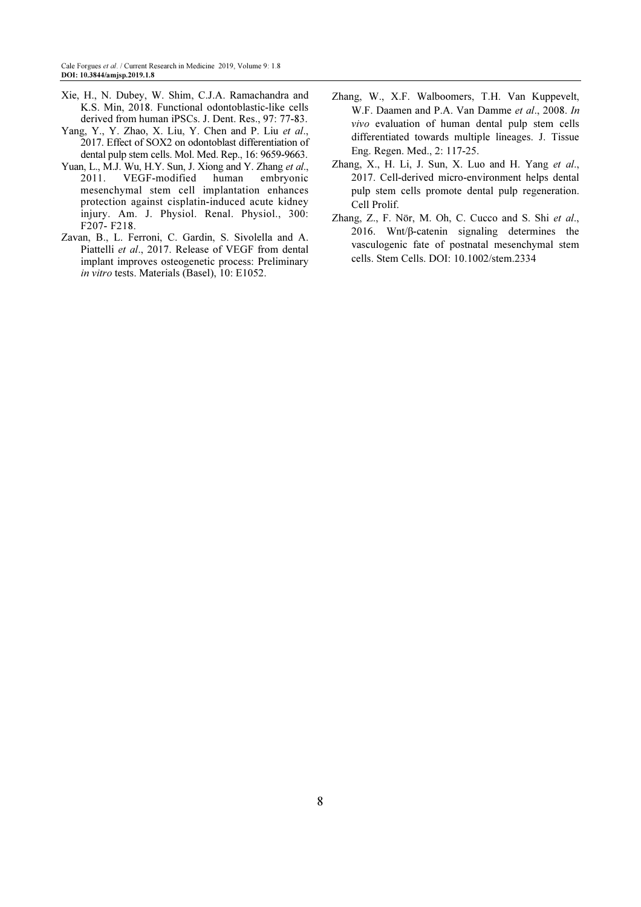Xie, H., N. Dubey, W. Shim, C.J.A. Ramachandra and K.S. Min, 2018. Functional odontoblastic-like cells derived from human iPSCs. J. Dent. Res., 97: 77-83.

Yang, Y., Y. Zhao, X. Liu, Y. Chen and P. Liu *et al*., 2017. Effect of SOX2 on odontoblast differentiation of dental pulp stem cells. Mol. Med. Rep., 16: 9659-9663.

Yuan, L., M.J. Wu, H.Y. Sun, J. Xiong and Y. Zhang *et al*., 2011. VEGF-modified human embryonic mesenchymal stem cell implantation enhances protection against cisplatin-induced acute kidney injury. Am. J. Physiol. Renal. Physiol., 300: F207- F218.

Zavan, B., L. Ferroni, C. Gardin, S. Sivolella and A. Piattelli *et al*., 2017. Release of VEGF from dental implant improves osteogenetic process: Preliminary *in vitro* tests. Materials (Basel), 10: E1052.

Zhang, W., X.F. Walboomers, T.H. Van Kuppevelt, W.F. Daamen and P.A. Van Damme *et al*., 2008. *In vivo* evaluation of human dental pulp stem cells differentiated towards multiple lineages. J. Tissue Eng. Regen. Med., 2: 117-25.

Zhang, X., H. Li, J. Sun, X. Luo and H. Yang *et al*., 2017. Cell-derived micro-environment helps dental pulp stem cells promote dental pulp regeneration. Cell Prolif.

Zhang, Z., F. Nör, M. Oh, C. Cucco and S. Shi *et al*., 2016. Wnt/β-catenin signaling determines the vasculogenic fate of postnatal mesenchymal stem cells. Stem Cells. DOI: 10.1002/stem.2334